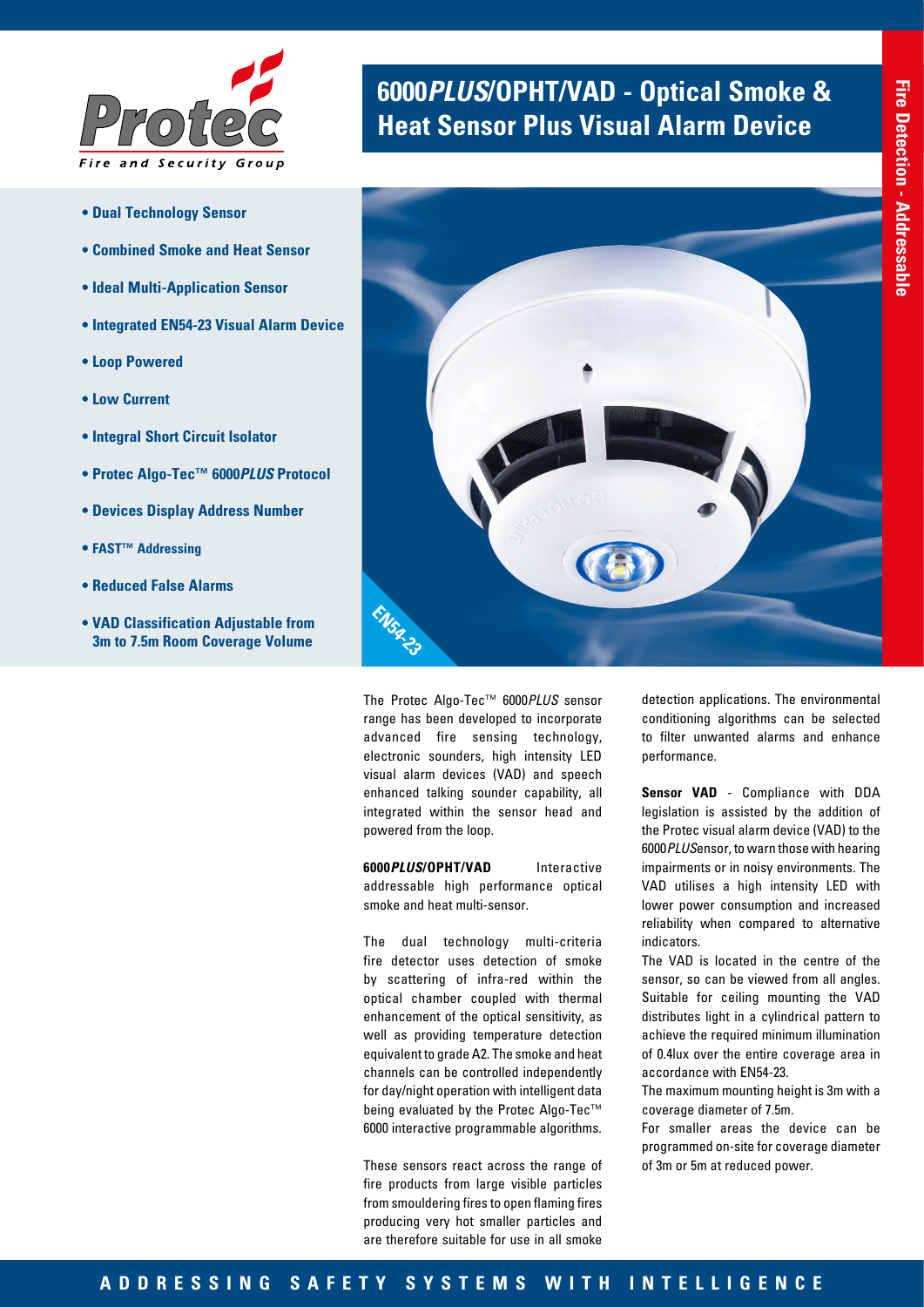# 6000*PLUS*/OPHT/VAD - Optical Smoke & Heat Sensor Plus Visual Alarm Device

- **Dual Technology Sensor**
- **Combined Smoke and Heat Sensor**
- **Ideal Multi-Application Sensor**
- **Integrated EN54-23 Visual Alarm Device**
- **Loop Powered**
- **Low Current**
- **Integral Short Circuit Isolator**
- **Protec Algo-Tec™ 6000*PLUS* Protocol**
- **Devices Display Address Number**
- **FAST™ Addressing**
- **Reduced False Alarms**
- **VAD Classification Adjustable from 3m to 7.5m Room Coverage Volume**

The Protec Algo-Tec™ 6000*PLUS* sensor range has been developed to incorporate advanced fire sensing technology, electronic sounders, high intensity LED visual alarm devices (VAD) and speech enhanced talking sounder capability, all integrated within the sensor head and powered from the loop.

**6000*PLUS*/OPHT/VAD** Interactive addressable high performance optical smoke and heat multi-sensor.

The dual technology multi-criteria fire detector uses detection of smoke by scattering of infra-red within the optical chamber coupled with thermal enhancement of the optical sensitivity, as well as providing temperature detection equivalent to grade A2. The smoke and heat channels can be controlled independently for day/night operation with intelligent data being evaluated by the Protec Algo-Tec™ 6000 interactive programmable algorithms.

These sensors react across the range of fire products from large visible particles from smouldering fires to open flaming fires producing very hot smaller particles and are therefore suitable for use in all smoke detection applications. The environmental conditioning algorithms can be selected to filter unwanted alarms and enhance performance.

**Sensor VAD** - Compliance with DDA legislation is assisted by the addition of the Protec visual alarm device (VAD) to the 6000*PLUS*ensor, to warn those with hearing impairments or in noisy environments. The VAD utilises a high intensity LED with lower power consumption and increased reliability when compared to alternative indicators.

The VAD is located in the centre of the sensor, so can be viewed from all angles. Suitable for ceiling mounting the VAD distributes light in a cylindrical pattern to achieve the required minimum illumination of 0.4lux over the entire coverage area in accordance with EN54-23.

The maximum mounting height is 3m with a coverage diameter of 7.5m.

For smaller areas the device can be programmed on-site for coverage diameter of 3m or 5m at reduced power.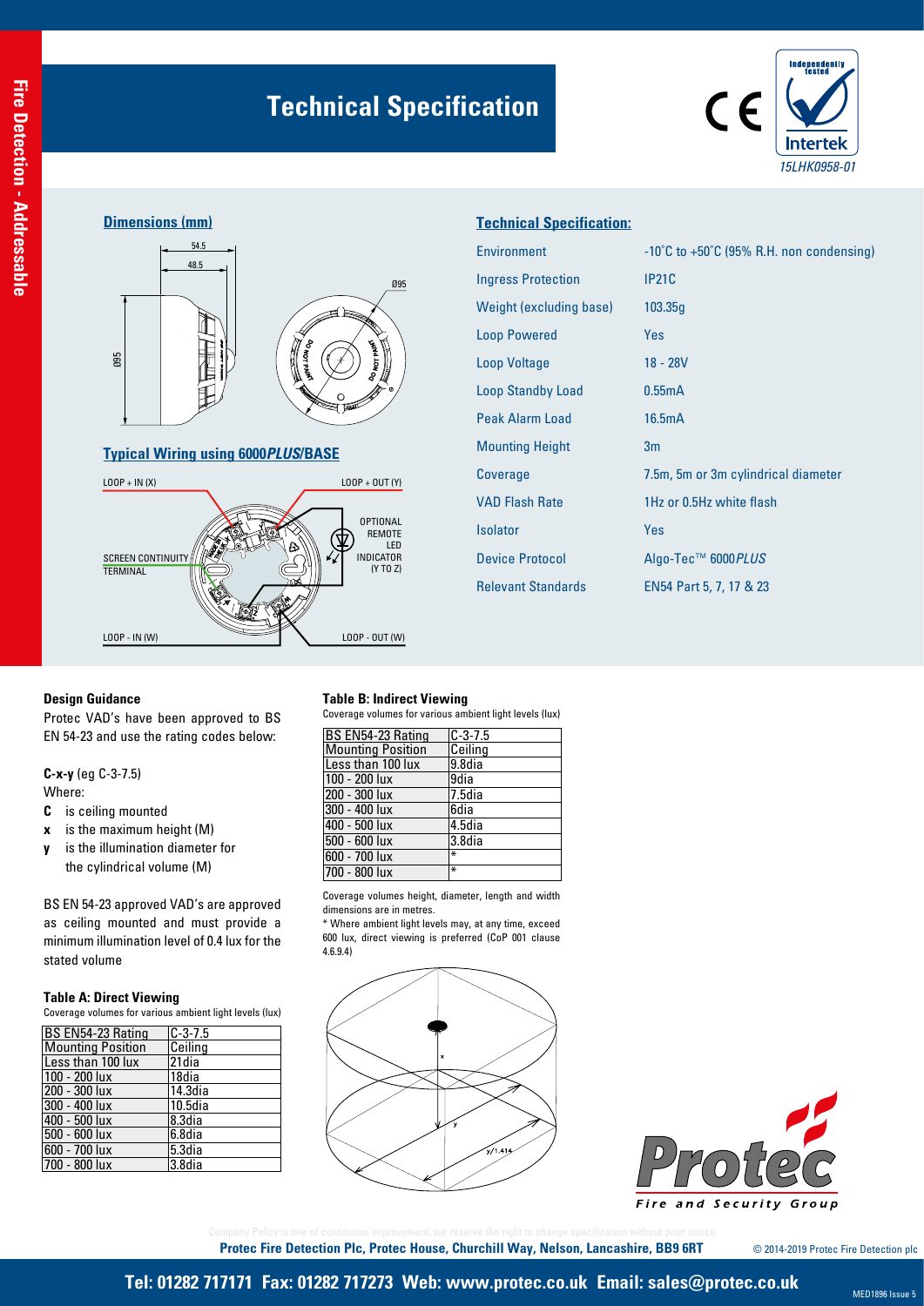# Technical Specification

15LHK0958-01

## Dimensions (mm)

54.5
48.5
Ø95
Ø95

## Typical Wiring using 6000*PLUS*/BASE

LOOP + IN (X)
LOOP + OUT (Y)
OPTIONAL REMOTE LED INDICATOR (Y TO Z)
SCREEN CONTINUITY TERMINAL
LOOP - IN (W)
LOOP - OUT (W)

## Technical Specification:

| | |
|---|---|
| Environment | -10˚C to +50˚C (95% R.H. non condensing) |
| Ingress Protection | IP21C |
| Weight (excluding base) | 103.35g |
| Loop Powered | Yes |
| Loop Voltage | 18 - 28V |
| Loop Standby Load | 0.55mA |
| Peak Alarm Load | 16.5mA |
| Mounting Height | 3m |
| Coverage | 7.5m, 5m or 3m cylindrical diameter |
| VAD Flash Rate | 1Hz or 0.5Hz white flash |
| Isolator | Yes |
| Device Protocol | Algo-Tec™ 6000*PLUS* |
| Relevant Standards | EN54 Part 5, 7, 17 & 23 |

### Design Guidance

Protec VAD's have been approved to BS EN 54-23 and use the rating codes below:

**C-x-y** (eg C-3-7.5)

Where:

- **C** is ceiling mounted
- **x** is the maximum height (M)
- **y** is the illumination diameter for the cylindrical volume (M)

BS EN 54-23 approved VAD's are approved as ceiling mounted and must provide a minimum illumination level of 0.4 lux for the stated volume

### Table A: Direct Viewing

Coverage volumes for various ambient light levels (lux)

| BS EN54-23 Rating | C-3-7.5 |
|---|---|
| Mounting Position | Ceiling |
| Less than 100 lux | 21dia |
| 100 - 200 lux | 18dia |
| 200 - 300 lux | 14.3dia |
| 300 - 400 lux | 10.5dia |
| 400 - 500 lux | 8.3dia |
| 500 - 600 lux | 6.8dia |
| 600 - 700 lux | 5.3dia |
| 700 - 800 lux | 3.8dia |

### Table B: Indirect Viewing

Coverage volumes for various ambient light levels (lux)

| BS EN54-23 Rating | C-3-7.5 |
|---|---|
| Mounting Position | Ceiling |
| Less than 100 lux | 9.8dia |
| 100 - 200 lux | 9dia |
| 200 - 300 lux | 7.5dia |
| 300 - 400 lux | 6dia |
| 400 - 500 lux | 4.5dia |
| 500 - 600 lux | 3.8dia |
| 600 - 700 lux | * |
| 700 - 800 lux | * |

Coverage volumes height, diameter, length and width dimensions are in metres.

* Where ambient light levels may, at any time, exceed 600 lux, direct viewing is preferred (CoP 001 clause 4.6.9.4)

x
y
y/1.414

Company Policy is one of continuous improvement, we reserve the right to change specification without prior notice

**Protec Fire Detection Plc, Protec House, Churchill Way, Nelson, Lancashire, BB9 6RT**

© 2014-2019 Protec Fire Detection plc

**Tel: 01282 717171 Fax: 01282 717273 Web: www.protec.co.uk Email: sales@protec.co.uk**

MED1896 Issue 5